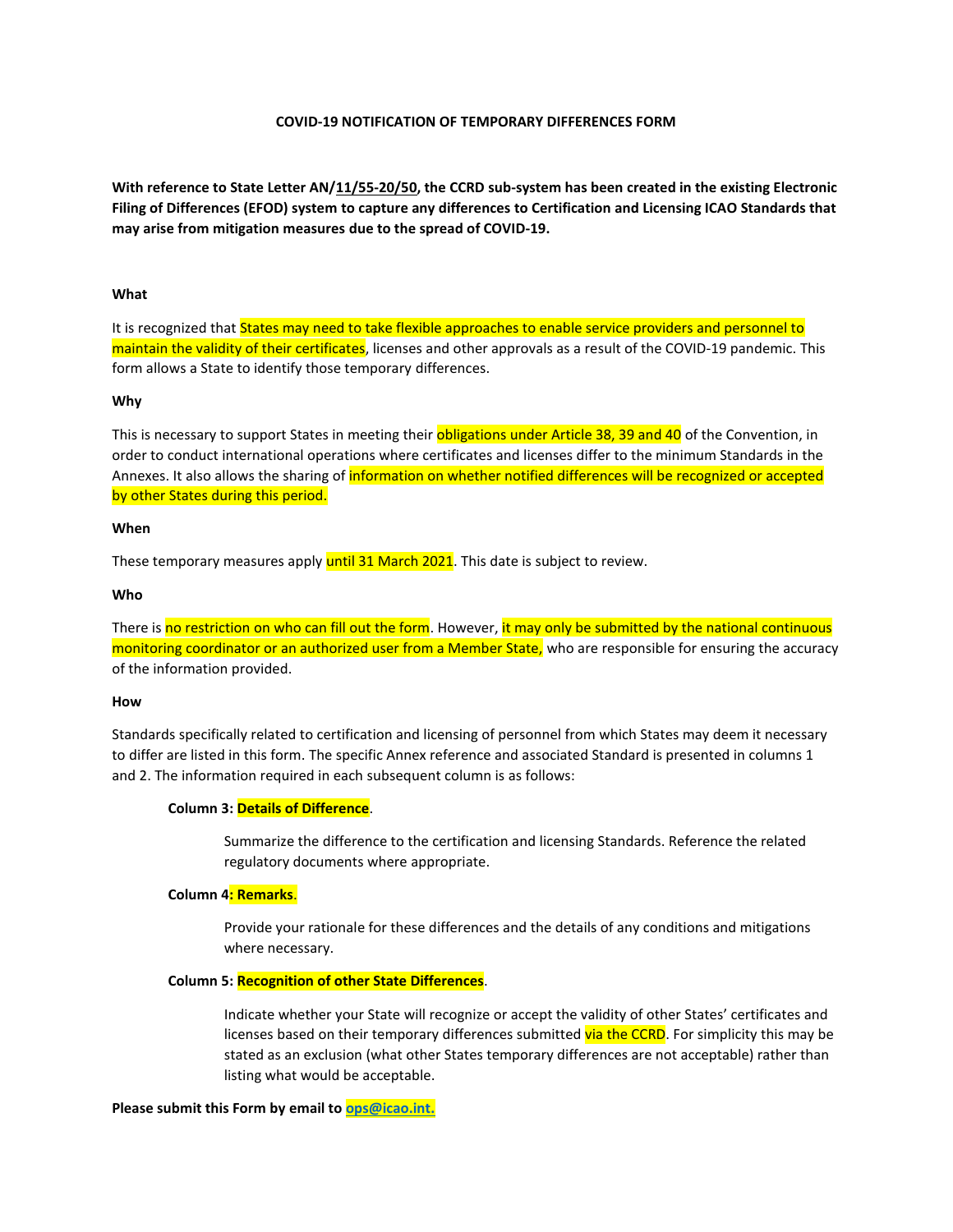# COVID-19 NOTIFICATION OF TEMPORARY DIFFERENCES FORM

**With reference to State Letter AN/11/55-20/50, the CCRD sub-system has been created in the existing Electronic Filing of Differences (EFOD) system to capture any differences to Certification and Licensing ICAO Standards that may arise from mitigation measures due to the spread of COVID-19.**

**What**

It is recognized that States may need to take flexible approaches to enable service providers and personnel to maintain the validity of their certificates, licenses and other approvals as a result of the COVID-19 pandemic. This form allows a State to identify those temporary differences.

**Why**

This is necessary to support States in meeting their obligations under Article 38, 39 and 40 of the Convention, in order to conduct international operations where certificates and licenses differ to the minimum Standards in the Annexes. It also allows the sharing of information on whether notified differences will be recognized or accepted by other States during this period.

**When**

These temporary measures apply until 31 March 2021. This date is subject to review.

**Who**

There is no restriction on who can fill out the form. However, it may only be submitted by the national continuous monitoring coordinator or an authorized user from a Member State, who are responsible for ensuring the accuracy of the information provided.

**How**

Standards specifically related to certification and licensing of personnel from which States may deem it necessary to differ are listed in this form. The specific Annex reference and associated Standard is presented in columns 1 and 2. The information required in each subsequent column is as follows:

**Column 3: Details of Difference**.

Summarize the difference to the certification and licensing Standards. Reference the related regulatory documents where appropriate.

**Column 4: Remarks**.

Provide your rationale for these differences and the details of any conditions and mitigations where necessary.

**Column 5: Recognition of other State Differences**.

Indicate whether your State will recognize or accept the validity of other States' certificates and licenses based on their temporary differences submitted via the CCRD. For simplicity this may be stated as an exclusion (what other States temporary differences are not acceptable) rather than listing what would be acceptable.

**Please submit this Form by email to ops@icao.int.**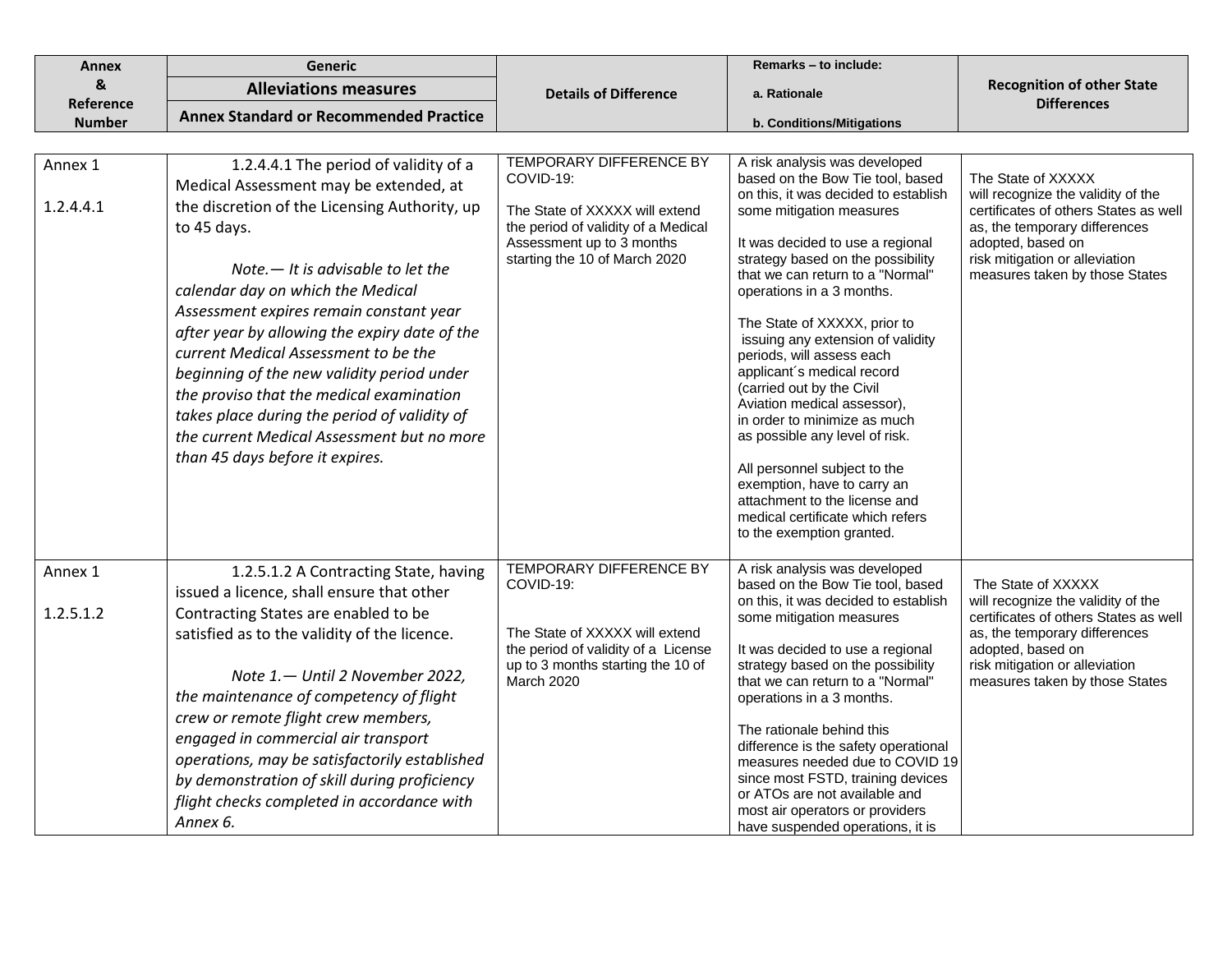| Annex & Reference Number | Generic Alleviations measures Annex Standard or Recommended Practice | Details of Difference | Remarks – to include: a. Rationale b. Conditions/Mitigations | Recognition of other State Differences |
|---|---|---|---|---|
| Annex 1<br><br>1.2.4.4.1 | 1.2.4.4.1 The period of validity of a Medical Assessment may be extended, at the discretion of the Licensing Authority, up to 45 days.<br><br>*Note.— It is advisable to let the calendar day on which the Medical Assessment expires remain constant year after year by allowing the expiry date of the current Medical Assessment to be the beginning of the new validity period under the proviso that the medical examination takes place during the period of validity of the current Medical Assessment but no more than 45 days before it expires.* | TEMPORARY DIFFERENCE BY COVID-19:<br><br>The State of XXXXX will extend the period of validity of a Medical Assessment up to 3 months starting the 10 of March 2020 | A risk analysis was developed based on the Bow Tie tool, based on this, it was decided to establish some mitigation measures<br><br>It was decided to use a regional strategy based on the possibility that we can return to a "Normal" operations in a 3 months.<br><br>The State of XXXXX, prior to issuing any extension of validity periods, will assess each applicant´s medical record (carried out by the Civil Aviation medical assessor), in order to minimize as much as possible any level of risk.<br><br>All personnel subject to the exemption, have to carry an attachment to the license and medical certificate which refers to the exemption granted. | The State of XXXXX will recognize the validity of the certificates of others States as well as, the temporary differences adopted, based on risk mitigation or alleviation measures taken by those States |
| Annex 1<br><br>1.2.5.1.2 | 1.2.5.1.2 A Contracting State, having issued a licence, shall ensure that other Contracting States are enabled to be satisfied as to the validity of the licence.<br><br>*Note 1.— Until 2 November 2022, the maintenance of competency of flight crew or remote flight crew members, engaged in commercial air transport operations, may be satisfactorily established by demonstration of skill during proficiency flight checks completed in accordance with Annex 6.* | TEMPORARY DIFFERENCE BY COVID-19:<br><br>The State of XXXXX will extend the period of validity of a License up to 3 months starting the 10 of March 2020 | A risk analysis was developed based on the Bow Tie tool, based on this, it was decided to establish some mitigation measures<br><br>It was decided to use a regional strategy based on the possibility that we can return to a "Normal" operations in a 3 months.<br><br>The rationale behind this difference is the safety operational measures needed due to COVID 19 since most FSTD, training devices or ATOs are not available and most air operators or providers have suspended operations, it is | The State of XXXXX will recognize the validity of the certificates of others States as well as, the temporary differences adopted, based on risk mitigation or alleviation measures taken by those States |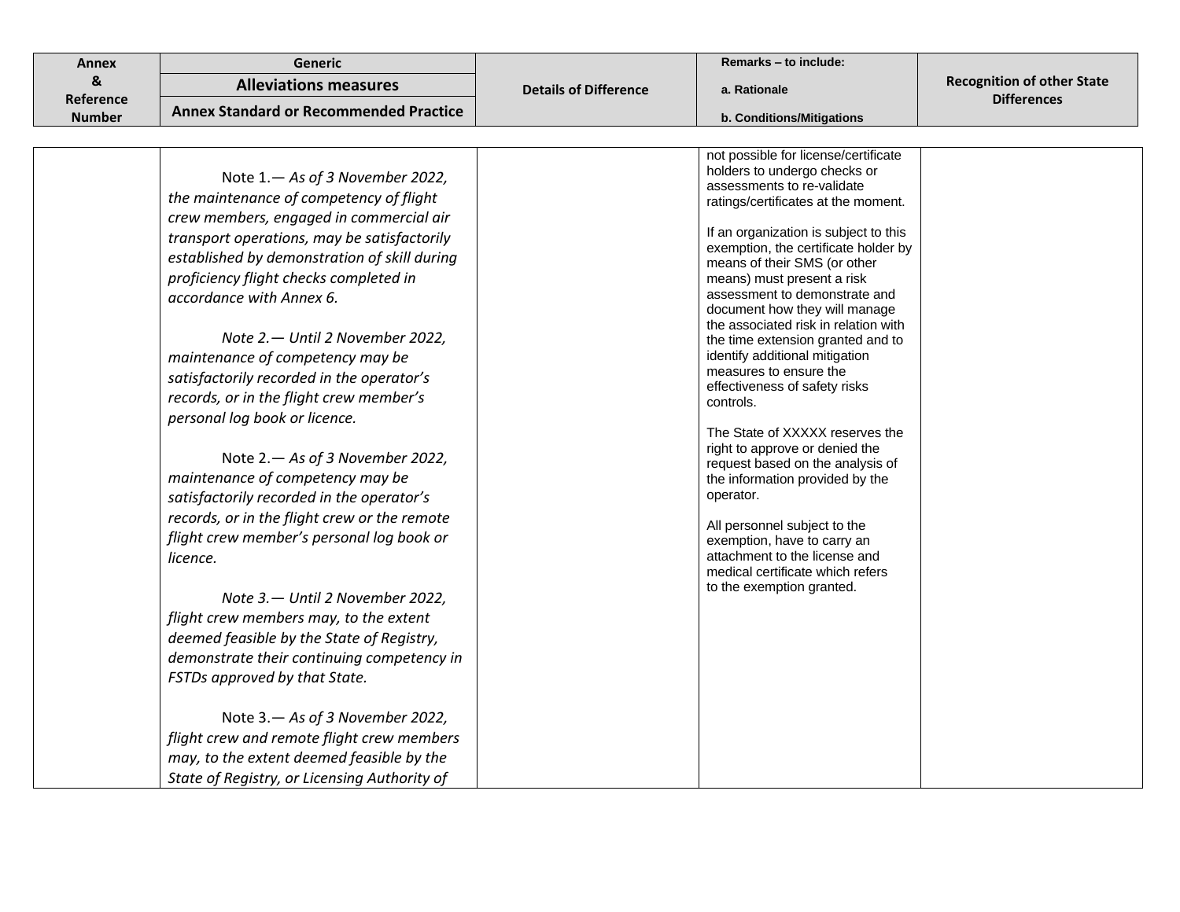| Annex & Reference Number | Generic<br>Alleviations measures<br>Annex Standard or Recommended Practice | Details of Difference | Remarks – to include:<br>a. Rationale<br>b. Conditions/Mitigations | Recognition of other State Differences |
|---|---|---|---|---|
| | Note 1.— *As of 3 November 2022, the maintenance of competency of flight crew members, engaged in commercial air transport operations, may be satisfactorily established by demonstration of skill during proficiency flight checks completed in accordance with Annex 6.*<br><br>*Note 2.— Until 2 November 2022, maintenance of competency may be satisfactorily recorded in the operator's records, or in the flight crew member's personal log book or licence.*<br><br>Note 2.— *As of 3 November 2022, maintenance of competency may be satisfactorily recorded in the operator's records, or in the flight crew or the remote flight crew member's personal log book or licence.*<br><br>*Note 3.— Until 2 November 2022, flight crew members may, to the extent deemed feasible by the State of Registry, demonstrate their continuing competency in FSTDs approved by that State.*<br><br>Note 3.— *As of 3 November 2022, flight crew and remote flight crew members may, to the extent deemed feasible by the State of Registry, or Licensing Authority of* | | not possible for license/certificate holders to undergo checks or assessments to re-validate ratings/certificates at the moment.<br><br>If an organization is subject to this exemption, the certificate holder by means of their SMS (or other means) must present a risk assessment to demonstrate and document how they will manage the associated risk in relation with the time extension granted and to identify additional mitigation measures to ensure the effectiveness of safety risks controls.<br><br>The State of XXXXX reserves the right to approve or denied the request based on the analysis of the information provided by the operator.<br><br>All personnel subject to the exemption, have to carry an attachment to the license and medical certificate which refers to the exemption granted. | |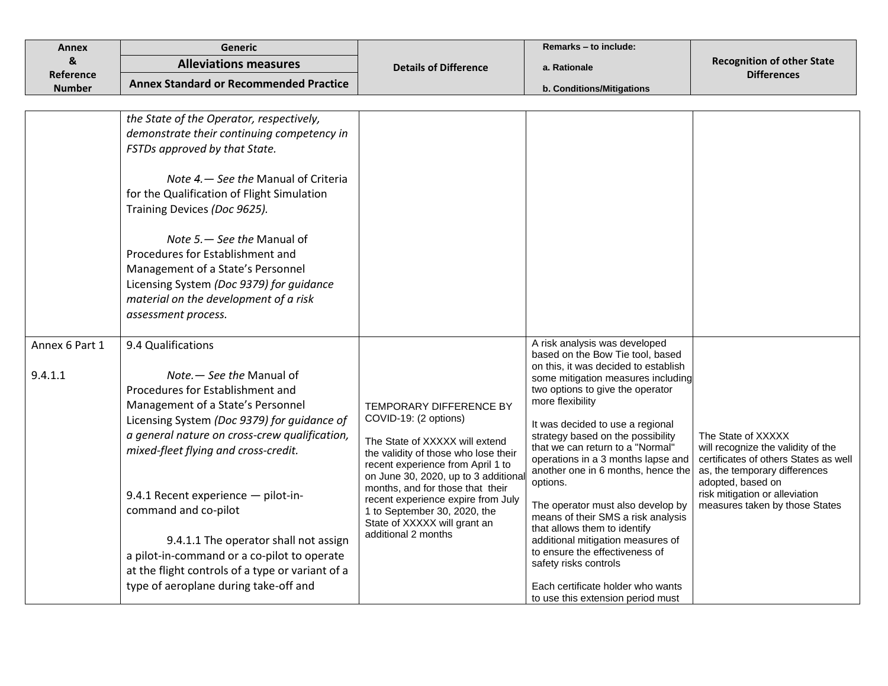| Annex & Reference Number | Generic Alleviations measures Annex Standard or Recommended Practice | Details of Difference | Remarks – to include: a. Rationale b. Conditions/Mitigations | Recognition of other State Differences |
|---|---|---|---|---|
| | *the State of the Operator, respectively, demonstrate their continuing competency in FSTDs approved by that State.*<br><br>*Note 4.— See the* Manual of Criteria for the Qualification of Flight Simulation Training Devices *(Doc 9625).*<br><br>*Note 5.— See the* Manual of Procedures for Establishment and Management of a State's Personnel Licensing System *(Doc 9379) for guidance material on the development of a risk assessment process.* | | | |
| Annex 6 Part 1<br><br>9.4.1.1 | 9.4 Qualifications<br><br>*Note.— See the* Manual of Procedures for Establishment and Management of a State's Personnel Licensing System *(Doc 9379) for guidance of a general nature on cross-crew qualification, mixed-fleet flying and cross-credit.*<br><br>9.4.1 Recent experience — pilot-in-command and co-pilot<br><br>9.4.1.1 The operator shall not assign a pilot-in-command or a co-pilot to operate at the flight controls of a type or variant of a type of aeroplane during take-off and | TEMPORARY DIFFERENCE BY COVID-19: (2 options)<br><br>The State of XXXXX will extend the validity of those who lose their recent experience from April 1 to on June 30, 2020, up to 3 additional months, and for those that their recent experience expire from July 1 to September 30, 2020, the State of XXXXX will grant an additional 2 months | A risk analysis was developed based on the Bow Tie tool, based on this, it was decided to establish some mitigation measures including two options to give the operator more flexibility<br><br>It was decided to use a regional strategy based on the possibility that we can return to a "Normal" operations in a 3 months lapse and another one in 6 months, hence the options.<br><br>The operator must also develop by means of their SMS a risk analysis that allows them to identify additional mitigation measures of to ensure the effectiveness of safety risks controls<br><br>Each certificate holder who wants to use this extension period must | The State of XXXXX will recognize the validity of the certificates of others States as well as, the temporary differences adopted, based on risk mitigation or alleviation measures taken by those States |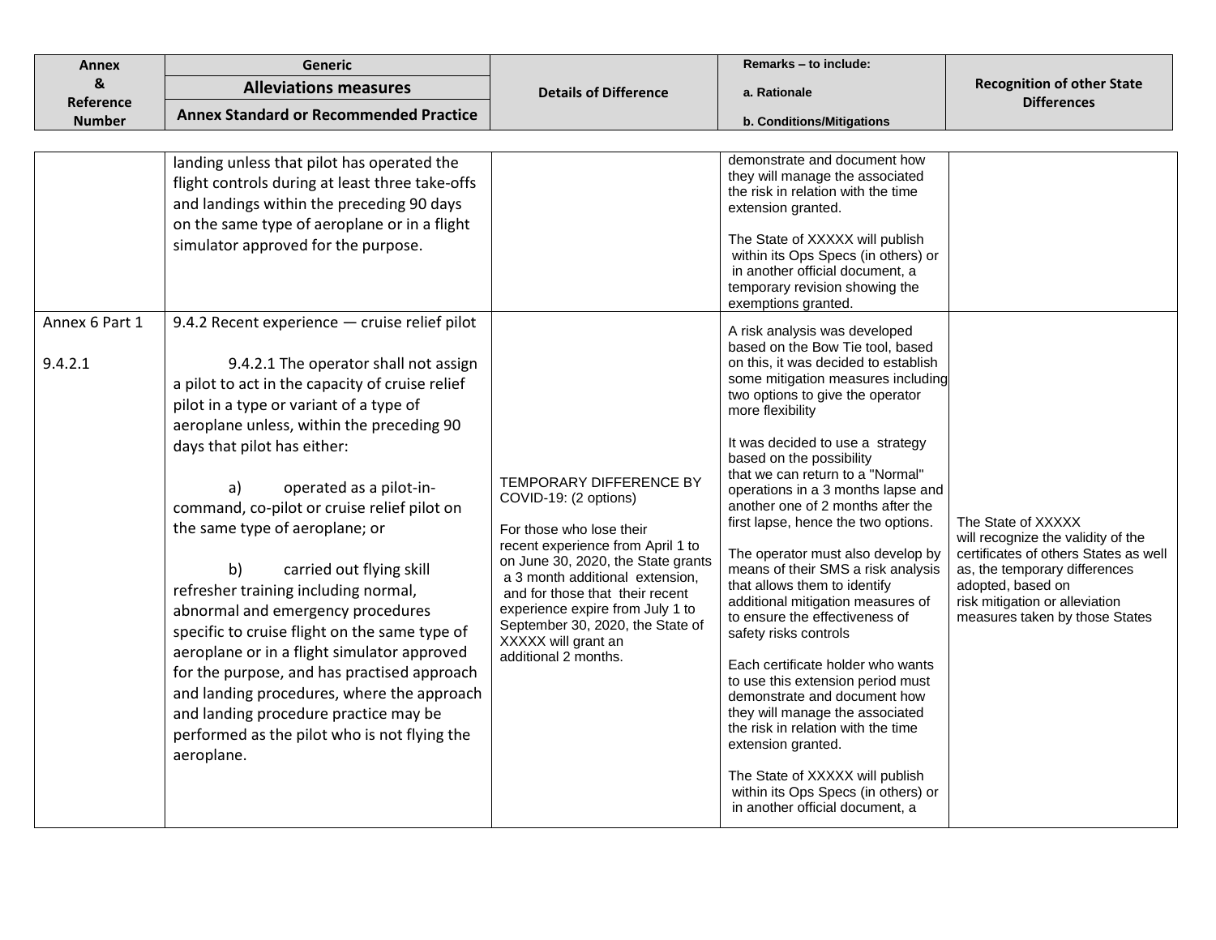| Annex & Reference Number | Generic Alleviations measures Annex Standard or Recommended Practice | Details of Difference | Remarks – to include: a. Rationale b. Conditions/Mitigations | Recognition of other State Differences |
|---|---|---|---|---|
| | landing unless that pilot has operated the flight controls during at least three take-offs and landings within the preceding 90 days on the same type of aeroplane or in a flight simulator approved for the purpose. | | demonstrate and document how they will manage the associated the risk in relation with the time extension granted.<br><br>The State of XXXXX will publish within its Ops Specs (in others) or in another official document, a temporary revision showing the exemptions granted. | |
| Annex 6 Part 1<br><br>9.4.2.1 | 9.4.2 Recent experience — cruise relief pilot<br><br>9.4.2.1 The operator shall not assign a pilot to act in the capacity of cruise relief pilot in a type or variant of a type of aeroplane unless, within the preceding 90 days that pilot has either:<br><br>a) operated as a pilot-in-command, co-pilot or cruise relief pilot on the same type of aeroplane; or<br><br>b) carried out flying skill refresher training including normal, abnormal and emergency procedures specific to cruise flight on the same type of aeroplane or in a flight simulator approved for the purpose, and has practised approach and landing procedures, where the approach and landing procedure practice may be performed as the pilot who is not flying the aeroplane. | TEMPORARY DIFFERENCE BY COVID-19: (2 options)<br><br>For those who lose their recent experience from April 1 to on June 30, 2020, the State grants a 3 month additional extension, and for those that their recent experience expire from July 1 to September 30, 2020, the State of XXXXX will grant an additional 2 months. | A risk analysis was developed based on the Bow Tie tool, based on this, it was decided to establish some mitigation measures including two options to give the operator more flexibility<br><br>It was decided to use a strategy based on the possibility that we can return to a "Normal" operations in a 3 months lapse and another one of 2 months after the first lapse, hence the two options.<br><br>The operator must also develop by means of their SMS a risk analysis that allows them to identify additional mitigation measures of to ensure the effectiveness of safety risks controls<br><br>Each certificate holder who wants to use this extension period must demonstrate and document how they will manage the associated the risk in relation with the time extension granted.<br><br>The State of XXXXX will publish within its Ops Specs (in others) or in another official document, a | The State of XXXXX will recognize the validity of the certificates of others States as well as, the temporary differences adopted, based on risk mitigation or alleviation measures taken by those States |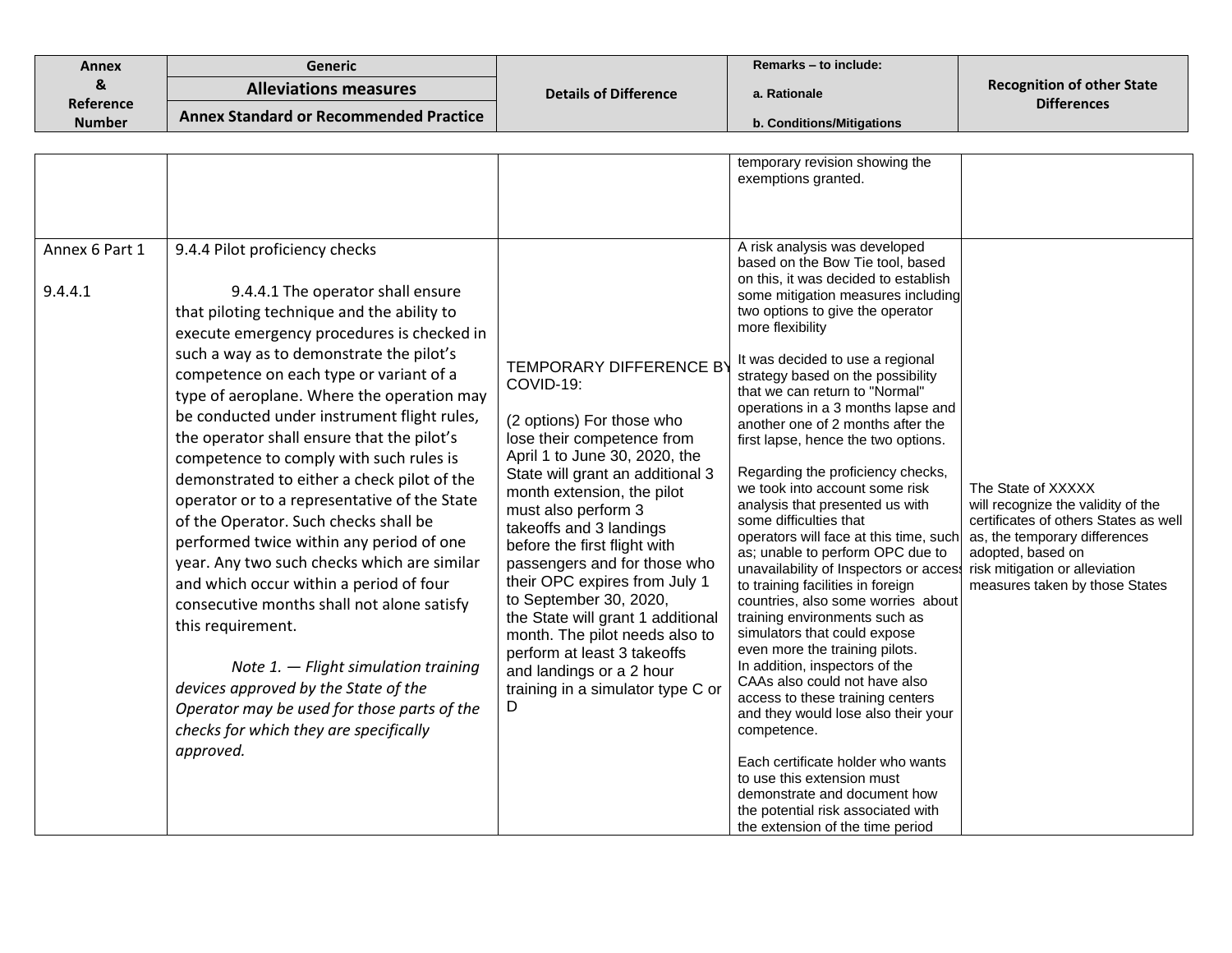| Annex & Reference Number | Generic Alleviations measures Annex Standard or Recommended Practice | Details of Difference | Remarks – to include: a. Rationale b. Conditions/Mitigations | Recognition of other State Differences |
|---|---|---|---|---|
| | | | temporary revision showing the exemptions granted. | |
| Annex 6 Part 1<br><br>9.4.4.1 | 9.4.4 Pilot proficiency checks<br><br>9.4.4.1 The operator shall ensure that piloting technique and the ability to execute emergency procedures is checked in such a way as to demonstrate the pilot's competence on each type or variant of a type of aeroplane. Where the operation may be conducted under instrument flight rules, the operator shall ensure that the pilot's competence to comply with such rules is demonstrated to either a check pilot of the operator or to a representative of the State of the Operator. Such checks shall be performed twice within any period of one year. Any two such checks which are similar and which occur within a period of four consecutive months shall not alone satisfy this requirement.<br><br>*Note 1. — Flight simulation training devices approved by the State of the Operator may be used for those parts of the checks for which they are specifically approved.* | TEMPORARY DIFFERENCE BY COVID-19:<br><br>(2 options) For those who lose their competence from April 1 to June 30, 2020, the State will grant an additional 3 month extension, the pilot must also perform 3 takeoffs and 3 landings before the first flight with passengers and for those who their OPC expires from July 1 to September 30, 2020, the State will grant 1 additional month. The pilot needs also to perform at least 3 takeoffs and landings or a 2 hour training in a simulator type C or D | A risk analysis was developed based on the Bow Tie tool, based on this, it was decided to establish some mitigation measures including two options to give the operator more flexibility<br><br>It was decided to use a regional strategy based on the possibility that we can return to "Normal" operations in a 3 months lapse and another one of 2 months after the first lapse, hence the two options.<br><br>Regarding the proficiency checks, we took into account some risk analysis that presented us with some difficulties that operators will face at this time, such as; unable to perform OPC due to unavailability of Inspectors or access to training facilities in foreign countries, also some worries about training environments such as simulators that could expose even more the training pilots. In addition, inspectors of the CAAs also could not have also access to these training centers and they would lose also their your competence.<br><br>Each certificate holder who wants to use this extension must demonstrate and document how the potential risk associated with the extension of the time period | The State of XXXXX will recognize the validity of the certificates of others States as well as, the temporary differences adopted, based on risk mitigation or alleviation measures taken by those States |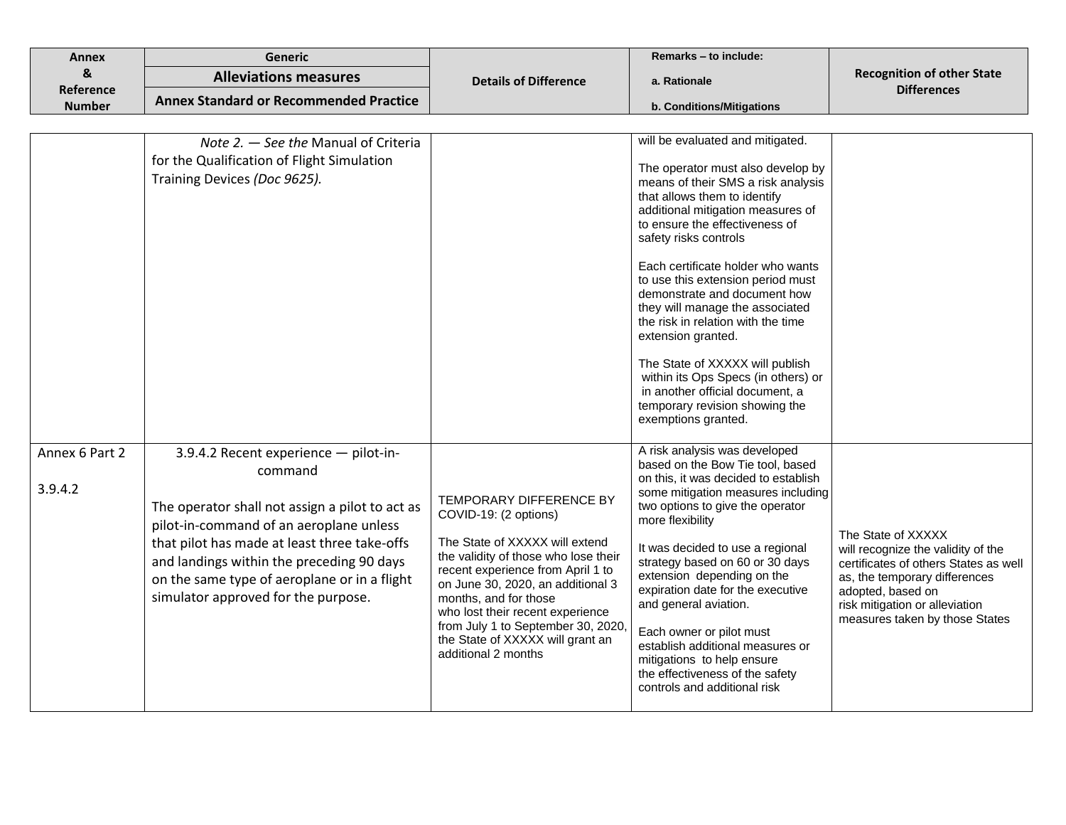| Annex & Reference Number | Generic Alleviations measures Annex Standard or Recommended Practice | Details of Difference | Remarks – to include: a. Rationale b. Conditions/Mitigations | Recognition of other State Differences |
|---|---|---|---|---|
| | *Note 2. — See the* Manual of Criteria for the Qualification of Flight Simulation Training Devices *(Doc 9625).* | | will be evaluated and mitigated.<br><br>The operator must also develop by means of their SMS a risk analysis that allows them to identify additional mitigation measures of to ensure the effectiveness of safety risks controls<br><br>Each certificate holder who wants to use this extension period must demonstrate and document how they will manage the associated the risk in relation with the time extension granted.<br><br>The State of XXXXX will publish within its Ops Specs (in others) or in another official document, a temporary revision showing the exemptions granted. | |
| Annex 6 Part 2<br><br>3.9.4.2 | 3.9.4.2 Recent experience — pilot-in-command<br><br>The operator shall not assign a pilot to act as pilot-in-command of an aeroplane unless that pilot has made at least three take-offs and landings within the preceding 90 days on the same type of aeroplane or in a flight simulator approved for the purpose. | TEMPORARY DIFFERENCE BY COVID-19: (2 options)<br><br>The State of XXXXX will extend the validity of those who lose their recent experience from April 1 to on June 30, 2020, an additional 3 months, and for those who lost their recent experience from July 1 to September 30, 2020, the State of XXXXX will grant an additional 2 months | A risk analysis was developed based on the Bow Tie tool, based on this, it was decided to establish some mitigation measures including two options to give the operator more flexibility<br><br>It was decided to use a regional strategy based on 60 or 30 days extension depending on the expiration date for the executive and general aviation.<br><br>Each owner or pilot must establish additional measures or mitigations to help ensure the effectiveness of the safety controls and additional risk | The State of XXXXX will recognize the validity of the certificates of others States as well as, the temporary differences adopted, based on risk mitigation or alleviation measures taken by those States |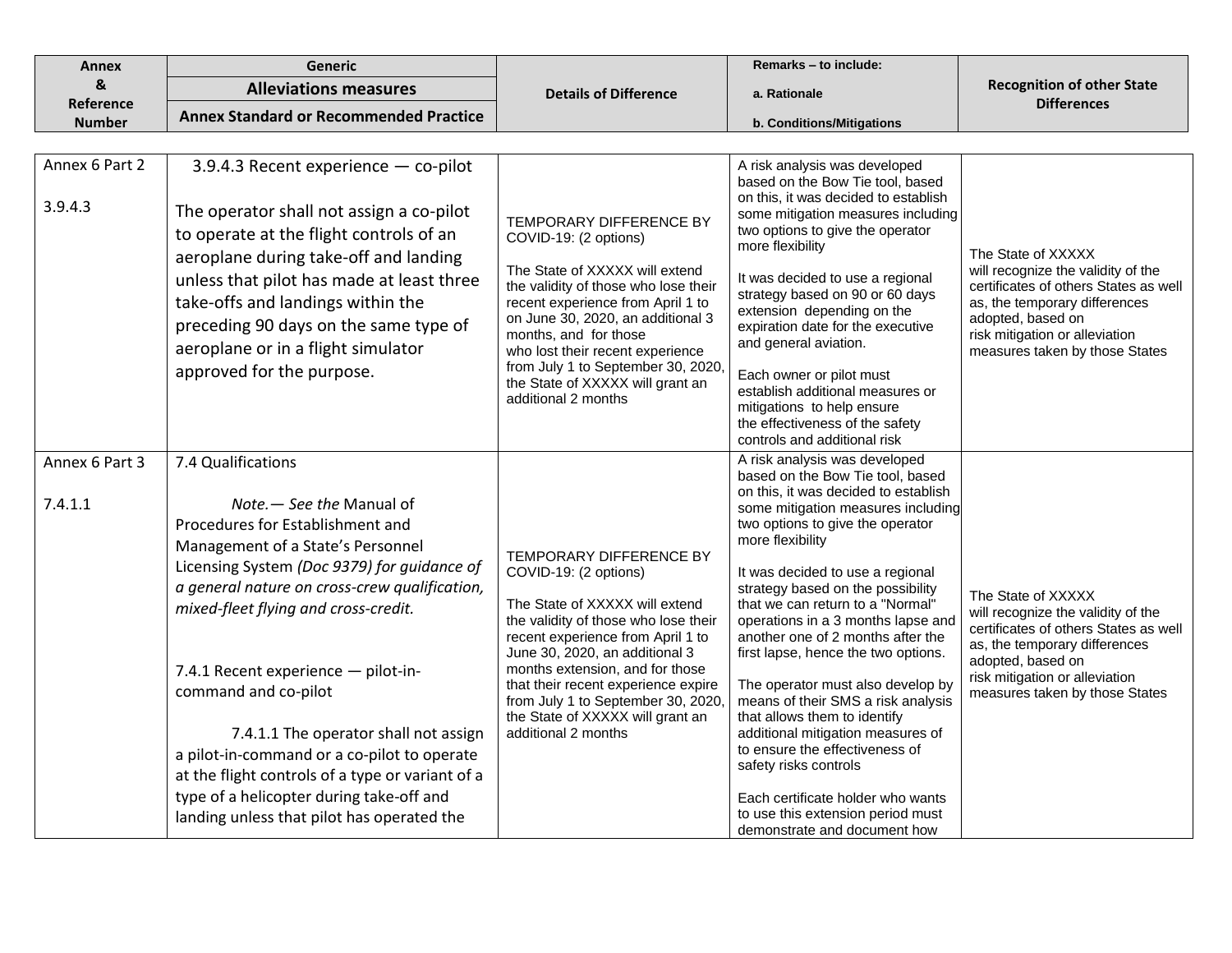| Annex & Reference Number | Generic Alleviations measures Annex Standard or Recommended Practice | Details of Difference | Remarks – to include: a. Rationale b. Conditions/Mitigations | Recognition of other State Differences |
|---|---|---|---|---|
| Annex 6 Part 2<br><br>3.9.4.3 | 3.9.4.3 Recent experience — co-pilot<br><br>The operator shall not assign a co-pilot to operate at the flight controls of an aeroplane during take-off and landing unless that pilot has made at least three take-offs and landings within the preceding 90 days on the same type of aeroplane or in a flight simulator approved for the purpose. | TEMPORARY DIFFERENCE BY COVID-19: (2 options)<br><br>The State of XXXXX will extend the validity of those who lose their recent experience from April 1 to on June 30, 2020, an additional 3 months, and for those who lost their recent experience from July 1 to September 30, 2020, the State of XXXXX will grant an additional 2 months | A risk analysis was developed based on the Bow Tie tool, based on this, it was decided to establish some mitigation measures including two options to give the operator more flexibility<br><br>It was decided to use a regional strategy based on 90 or 60 days extension depending on the expiration date for the executive and general aviation.<br><br>Each owner or pilot must establish additional measures or mitigations to help ensure the effectiveness of the safety controls and additional risk | The State of XXXXX will recognize the validity of the certificates of others States as well as, the temporary differences adopted, based on risk mitigation or alleviation measures taken by those States |
| Annex 6 Part 3<br><br>7.4.1.1 | 7.4 Qualifications<br><br>*Note.— See the* Manual of Procedures for Establishment and Management of a State's Personnel Licensing System *(Doc 9379) for guidance of a general nature on cross-crew qualification, mixed-fleet flying and cross-credit.*<br><br>7.4.1 Recent experience — pilot-in-command and co-pilot<br><br>7.4.1.1 The operator shall not assign a pilot-in-command or a co-pilot to operate at the flight controls of a type or variant of a type of a helicopter during take-off and landing unless that pilot has operated the | TEMPORARY DIFFERENCE BY COVID-19: (2 options)<br><br>The State of XXXXX will extend the validity of those who lose their recent experience from April 1 to June 30, 2020, an additional 3 months extension, and for those that their recent experience expire from July 1 to September 30, 2020, the State of XXXXX will grant an additional 2 months | A risk analysis was developed based on the Bow Tie tool, based on this, it was decided to establish some mitigation measures including two options to give the operator more flexibility<br><br>It was decided to use a regional strategy based on the possibility that we can return to a "Normal" operations in a 3 months lapse and another one of 2 months after the first lapse, hence the two options.<br><br>The operator must also develop by means of their SMS a risk analysis that allows them to identify additional mitigation measures of to ensure the effectiveness of safety risks controls<br><br>Each certificate holder who wants to use this extension period must demonstrate and document how | The State of XXXXX will recognize the validity of the certificates of others States as well as, the temporary differences adopted, based on risk mitigation or alleviation measures taken by those States |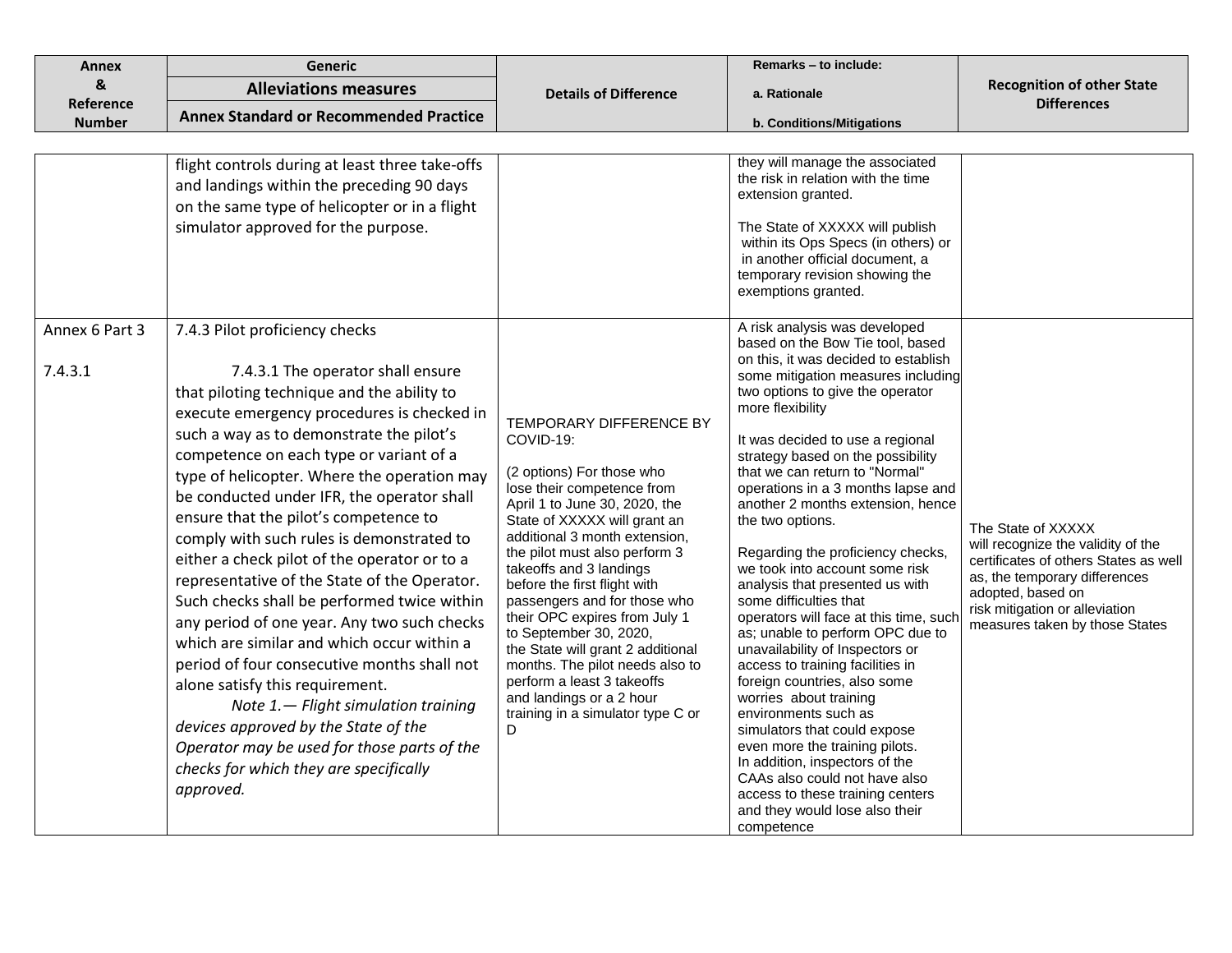| Annex & Reference Number | Generic Alleviations measures Annex Standard or Recommended Practice | Details of Difference | Remarks – to include: a. Rationale b. Conditions/Mitigations | Recognition of other State Differences |
| --- | --- | --- | --- | --- |
| | flight controls during at least three take-offs and landings within the preceding 90 days on the same type of helicopter or in a flight simulator approved for the purpose. | | they will manage the associated the risk in relation with the time extension granted.<br><br>The State of XXXXX will publish within its Ops Specs (in others) or in another official document, a temporary revision showing the exemptions granted. | |
| Annex 6 Part 3<br><br>7.4.3.1 | 7.4.3 Pilot proficiency checks<br><br>7.4.3.1 The operator shall ensure that piloting technique and the ability to execute emergency procedures is checked in such a way as to demonstrate the pilot's competence on each type or variant of a type of helicopter. Where the operation may be conducted under IFR, the operator shall ensure that the pilot's competence to comply with such rules is demonstrated to either a check pilot of the operator or to a representative of the State of the Operator. Such checks shall be performed twice within any period of one year. Any two such checks which are similar and which occur within a period of four consecutive months shall not alone satisfy this requirement.<br>*Note 1.— Flight simulation training devices approved by the State of the Operator may be used for those parts of the checks for which they are specifically approved.* | TEMPORARY DIFFERENCE BY COVID-19:<br><br>(2 options) For those who lose their competence from April 1 to June 30, 2020, the State of XXXXX will grant an additional 3 month extension, the pilot must also perform 3 takeoffs and 3 landings before the first flight with passengers and for those who their OPC expires from July 1 to September 30, 2020, the State will grant 2 additional months. The pilot needs also to perform a least 3 takeoffs and landings or a 2 hour training in a simulator type C or D | A risk analysis was developed based on the Bow Tie tool, based on this, it was decided to establish some mitigation measures including two options to give the operator more flexibility<br><br>It was decided to use a regional strategy based on the possibility that we can return to "Normal" operations in a 3 months lapse and another 2 months extension, hence the two options.<br><br>Regarding the proficiency checks, we took into account some risk analysis that presented us with some difficulties that operators will face at this time, such as; unable to perform OPC due to unavailability of Inspectors or access to training facilities in foreign countries, also some worries about training environments such as simulators that could expose even more the training pilots. In addition, inspectors of the CAAs also could not have also access to these training centers and they would lose also their competence | The State of XXXXX will recognize the validity of the certificates of others States as well as, the temporary differences adopted, based on risk mitigation or alleviation measures taken by those States |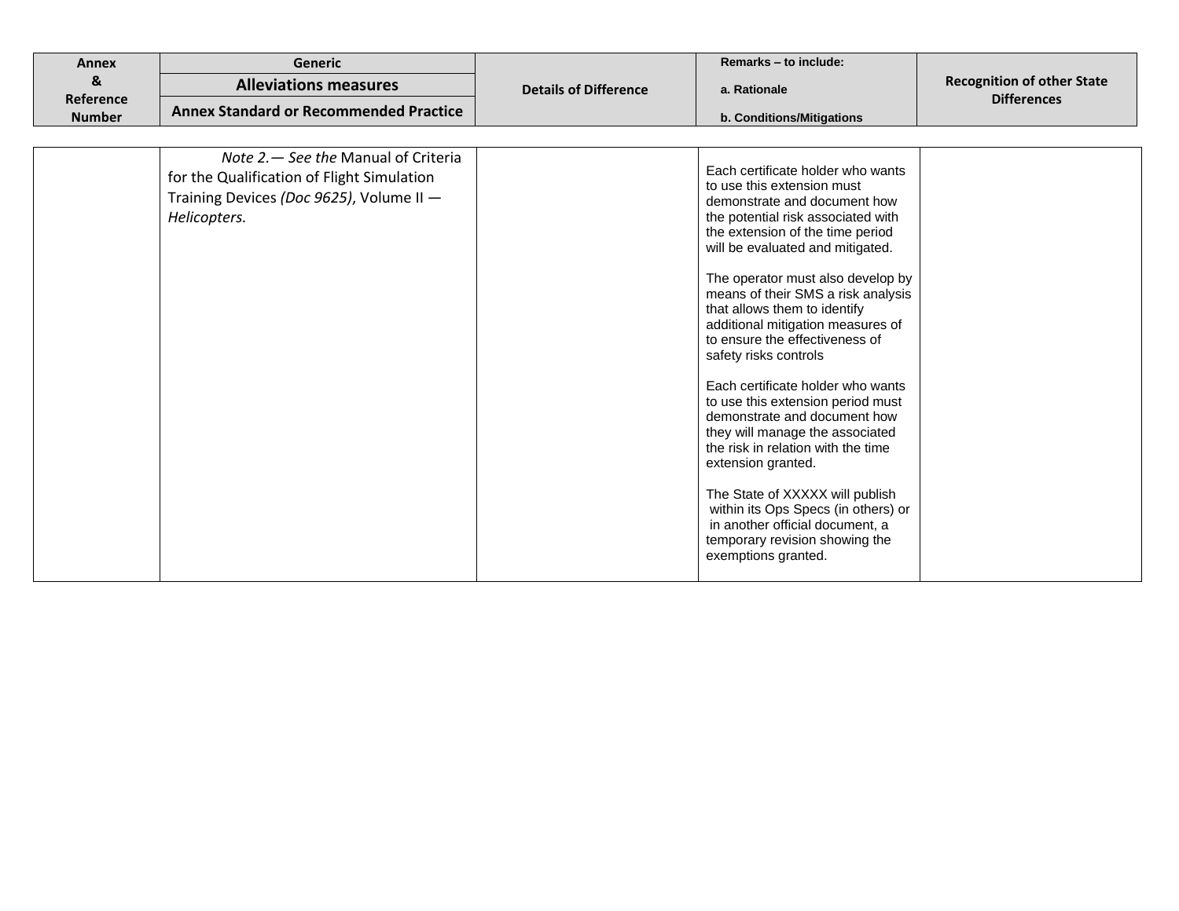| Annex & Reference Number | Generic | Details of Difference | Remarks – to include: a. Rationale b. Conditions/Mitigations | Recognition of other State Differences |
|---|---|---|---|---|
| | **Alleviations measures** | | | |
| | **Annex Standard or Recommended Practice** | | | |
| | *Note 2.— See the* Manual of Criteria for the Qualification of Flight Simulation Training Devices *(Doc 9625)*, Volume II — *Helicopters.* | | Each certificate holder who wants to use this extension must demonstrate and document how the potential risk associated with the extension of the time period will be evaluated and mitigated.<br><br>The operator must also develop by means of their SMS a risk analysis that allows them to identify additional mitigation measures of to ensure the effectiveness of safety risks controls<br><br>Each certificate holder who wants to use this extension period must demonstrate and document how they will manage the associated the risk in relation with the time extension granted.<br><br>The State of XXXXX will publish within its Ops Specs (in others) or in another official document, a temporary revision showing the exemptions granted. | |